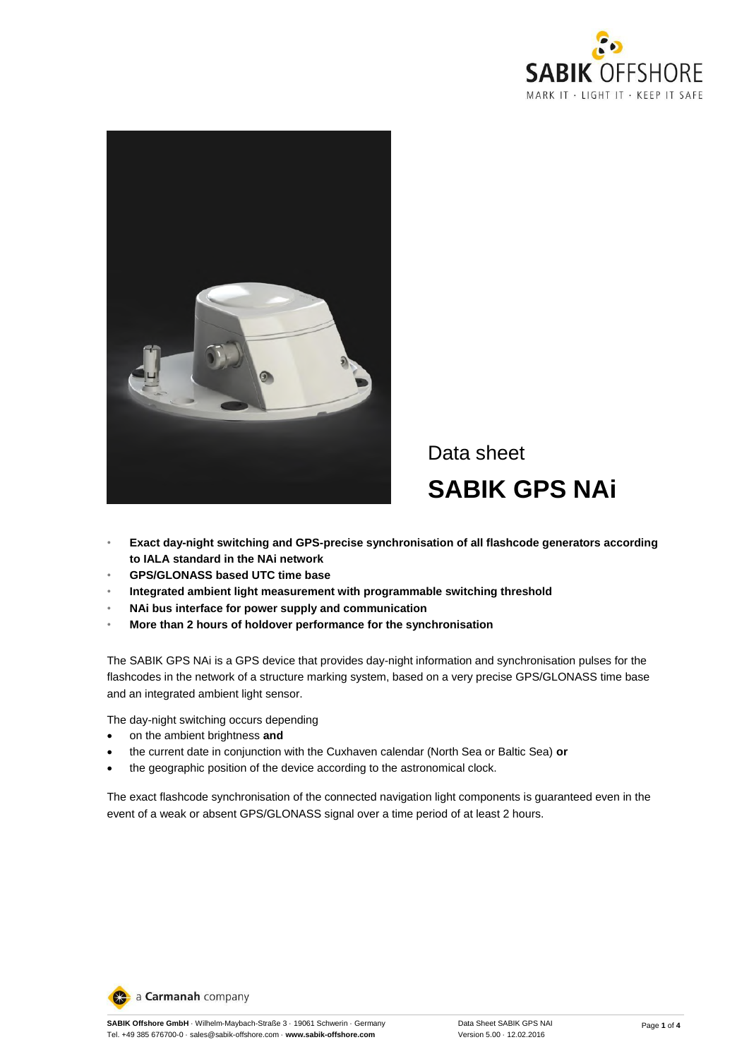Data sheet

# SABIK GPS NAi

- **Exact day-night switching and GPS-precise synchronisation of all flashcode generators according to IALA standard in the NAi network**
- **GPS/GLONASS based UTC time base**
- **Integrated ambient light measurement with programmable switching threshold**
- **NAi bus interface for power supply and communication**
- **More than 2 hours of holdover performance for the synchronisation**

The SABIK GPS NAi is a GPS device that provides day-night information and synchronisation pulses for the flashcodes in the network of a structure marking system, based on a very precise GPS/GLONASS time base and an integrated ambient light sensor.

The day-night switching occurs depending

- on the ambient brightness **and**
- the current date in conjunction with the Cuxhaven calendar (North Sea or Baltic Sea) **or**
- the geographic position of the device according to the astronomical clock.

The exact flashcode synchronisation of the connected navigation light components is guaranteed even in the event of a weak or absent GPS/GLONASS signal over a time period of at least 2 hours.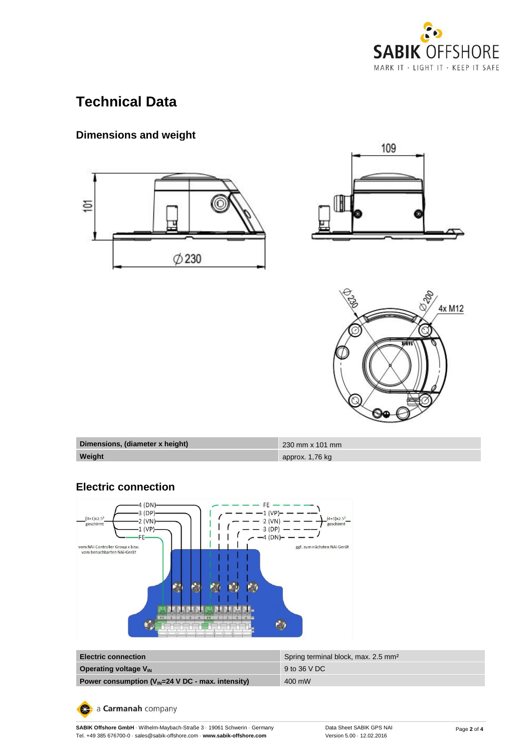# Technical Data

## Dimensions and weight

| Dimensions, (diameter x height) | 230 mm x 101 mm |
|---|---|
| Weight | approx. 1,76 kg |

## Electric connection

| Electric connection | Spring terminal block, max. 2.5 mm² |
|---|---|
| Operating voltage $V_{IN}$ | 9 to 36 V DC |
| Power consumption ($V_{IN}$=24 V DC - max. intensity) | 400 mW |

a **Carmanah** company

**SABIK Offshore GmbH** · Wilhelm-Maybach-Straße 3 · 19061 Schwerin · Germany
Tel. +49 385 676700-0 · sales@sabik-offshore.com · **www.sabik-offshore.com**

Data Sheet SABIK GPS NAI
Version 5.00 · 12.02.2016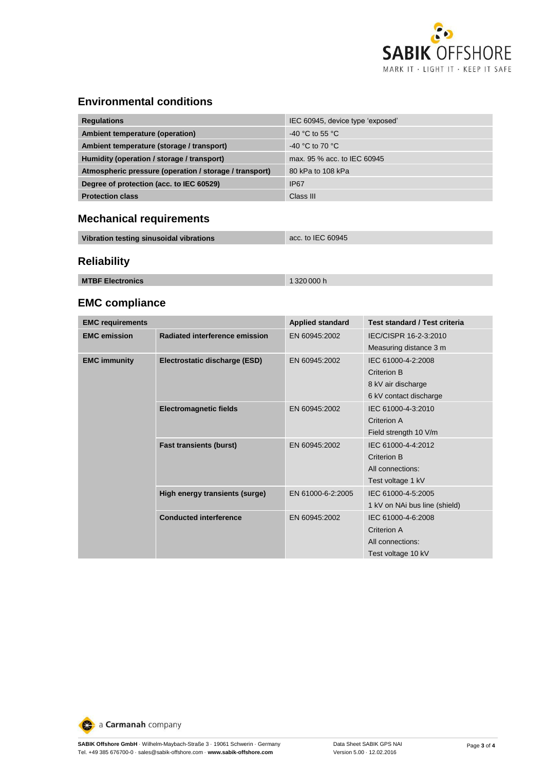## Environmental conditions

| **Regulations** | IEC 60945, device type 'exposed' |
|---|---|
| **Ambient temperature (operation)** | -40 °C to 55 °C |
| **Ambient temperature (storage / transport)** | -40 °C to 70 °C |
| **Humidity (operation / storage / transport)** | max. 95 % acc. to IEC 60945 |
| **Atmospheric pressure (operation / storage / transport)** | 80 kPa to 108 kPa |
| **Degree of protection (acc. to IEC 60529)** | IP67 |
| **Protection class** | Class III |

## Mechanical requirements

| **Vibration testing sinusoidal vibrations** | acc. to IEC 60945 |
|---|---|

## Reliability

| **MTBF Electronics** | 1 320 000 h |
|---|---|

## EMC compliance

| **EMC requirements** | | **Applied standard** | **Test standard / Test criteria** |
|---|---|---|---|
| **EMC emission** | **Radiated interference emission** | EN 60945:2002 | IEC/CISPR 16-2-3:2010<br>Measuring distance 3 m |
| **EMC immunity** | **Electrostatic discharge (ESD)** | EN 60945:2002 | IEC 61000-4-2:2008<br>Criterion B<br>8 kV air discharge<br>6 kV contact discharge |
| | **Electromagnetic fields** | EN 60945:2002 | IEC 61000-4-3:2010<br>Criterion A<br>Field strength 10 V/m |
| | **Fast transients (burst)** | EN 60945:2002 | IEC 61000-4-4:2012<br>Criterion B<br>All connections:<br>Test voltage 1 kV |
| | **High energy transients (surge)** | EN 61000-6-2:2005 | IEC 61000-4-5:2005<br>1 kV on NAi bus line (shield) |
| | **Conducted interference** | EN 60945:2002 | IEC 61000-4-6:2008<br>Criterion A<br>All connections:<br>Test voltage 10 kV |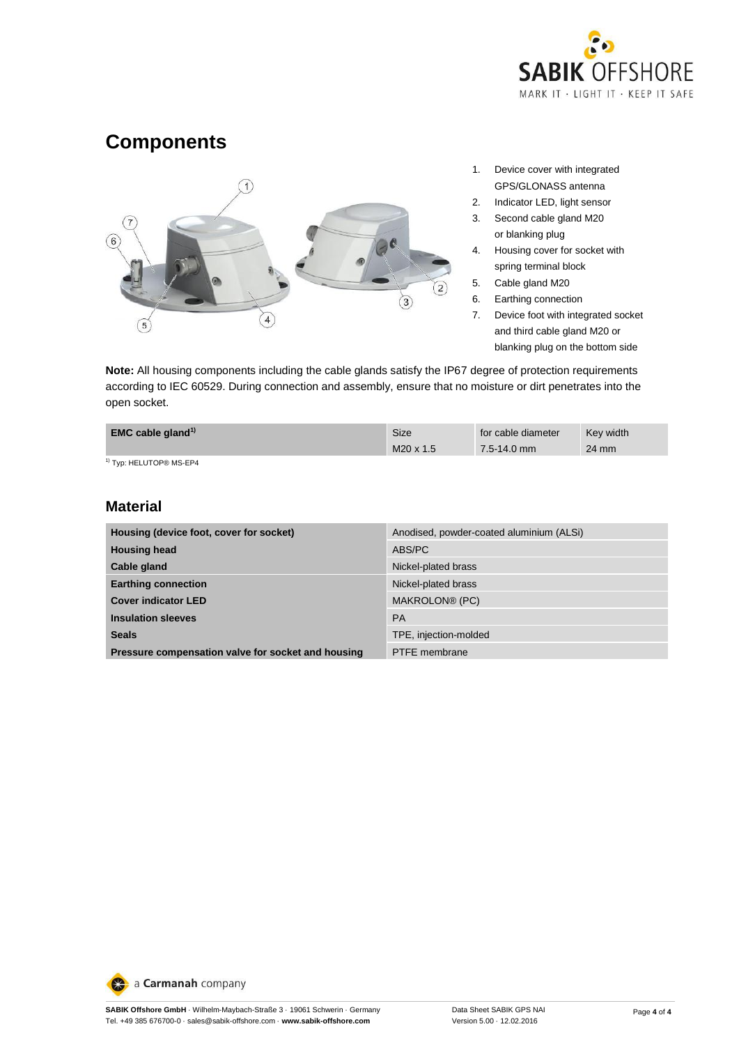## Components

1. Device cover with integrated GPS/GLONASS antenna
2. Indicator LED, light sensor
3. Second cable gland M20 or blanking plug
4. Housing cover for socket with spring terminal block
5. Cable gland M20
6. Earthing connection
7. Device foot with integrated socket and third cable gland M20 or blanking plug on the bottom side

**Note:** All housing components including the cable glands satisfy the IP67 degree of protection requirements according to IEC 60529. During connection and assembly, ensure that no moisture or dirt penetrates into the open socket.

| EMC cable gland[1] | Size | for cable diameter | Key width |
|---|---|---|---|
| | M20 x 1.5 | 7.5-14.0 mm | 24 mm |

[1] Typ: HELUTOP® MS-EP4

## Material

| | |
|---|---|
| **Housing (device foot, cover for socket)** | Anodised, powder-coated aluminium (ALSi) |
| **Housing head** | ABS/PC |
| **Cable gland** | Nickel-plated brass |
| **Earthing connection** | Nickel-plated brass |
| **Cover indicator LED** | MAKROLON® (PC) |
| **Insulation sleeves** | PA |
| **Seals** | TPE, injection-molded |
| **Pressure compensation valve for socket and housing** | PTFE membrane |